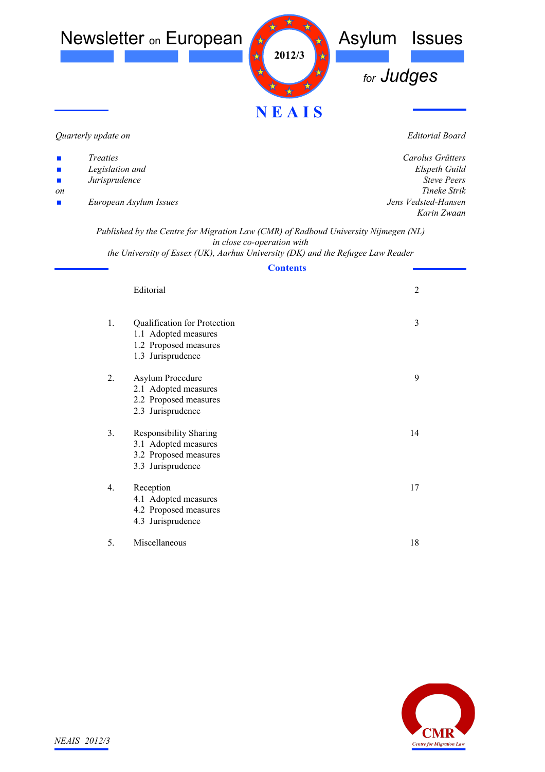# Newsletter on European Asylum Issues for Judges

2012/3

**NEAIS**

*Quarterly update on*

- *Treaties*
- *Legislation and*
- *Jurisprudence*

*on*

- *European Asylum Issues*

*Editorial Board*

*Carolus Grütters*
*Elspeth Guild*
*Steve Peers*
*Tineke Strik*
*Jens Vedsted-Hansen*
*Karin Zwaan*

*Published by the Centre for Migration Law (CMR) of Radboud University Nijmegen (NL)*
*in close co-operation with*
*the University of Essex (UK), Aarhus University (DK) and the Refugee Law Reader*

## Contents

| | | |
|---|---|---|
| | Editorial | 2 |
| 1. | Qualification for Protection<br>1.1 Adopted measures<br>1.2 Proposed measures<br>1.3 Jurisprudence | 3 |
| 2. | Asylum Procedure<br>2.1 Adopted measures<br>2.2 Proposed measures<br>2.3 Jurisprudence | 9 |
| 3. | Responsibility Sharing<br>3.1 Adopted measures<br>3.2 Proposed measures<br>3.3 Jurisprudence | 14 |
| 4. | Reception<br>4.1 Adopted measures<br>4.2 Proposed measures<br>4.3 Jurisprudence | 17 |
| 5. | Miscellaneous | 18 |

CMR
Centre for Migration Law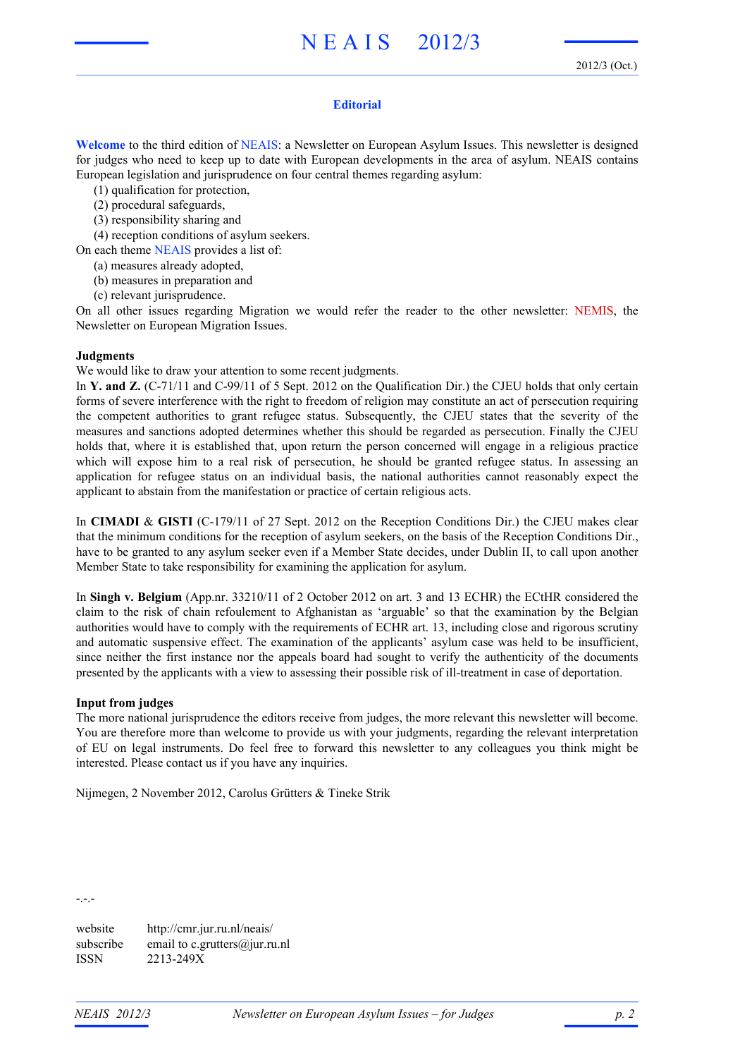## Editorial

**Welcome** to the third edition of NEAIS: a Newsletter on European Asylum Issues. This newsletter is designed for judges who need to keep up to date with European developments in the area of asylum. NEAIS contains European legislation and jurisprudence on four central themes regarding asylum:

(1) qualification for protection,
(2) procedural safeguards,
(3) responsibility sharing and
(4) reception conditions of asylum seekers.

On each theme NEAIS provides a list of:

(a) measures already adopted,
(b) measures in preparation and
(c) relevant jurisprudence.

On all other issues regarding Migration we would refer the reader to the other newsletter: NEMIS, the Newsletter on European Migration Issues.

**Judgments**

We would like to draw your attention to some recent judgments.

In **Y. and Z.** (C-71/11 and C-99/11 of 5 Sept. 2012 on the Qualification Dir.) the CJEU holds that only certain forms of severe interference with the right to freedom of religion may constitute an act of persecution requiring the competent authorities to grant refugee status. Subsequently, the CJEU states that the severity of the measures and sanctions adopted determines whether this should be regarded as persecution. Finally the CJEU holds that, where it is established that, upon return the person concerned will engage in a religious practice which will expose him to a real risk of persecution, he should be granted refugee status. In assessing an application for refugee status on an individual basis, the national authorities cannot reasonably expect the applicant to abstain from the manifestation or practice of certain religious acts.

In **CIMADI** & **GISTI** (C-179/11 of 27 Sept. 2012 on the Reception Conditions Dir.) the CJEU makes clear that the minimum conditions for the reception of asylum seekers, on the basis of the Reception Conditions Dir., have to be granted to any asylum seeker even if a Member State decides, under Dublin II, to call upon another Member State to take responsibility for examining the application for asylum.

In **Singh v. Belgium** (App.nr. 33210/11 of 2 October 2012 on art. 3 and 13 ECHR) the ECtHR considered the claim to the risk of chain refoulement to Afghanistan as 'arguable' so that the examination by the Belgian authorities would have to comply with the requirements of ECHR art. 13, including close and rigorous scrutiny and automatic suspensive effect. The examination of the applicants' asylum case was held to be insufficient, since neither the first instance nor the appeals board had sought to verify the authenticity of the documents presented by the applicants with a view to assessing their possible risk of ill-treatment in case of deportation.

**Input from judges**

The more national jurisprudence the editors receive from judges, the more relevant this newsletter will become. You are therefore more than welcome to provide us with your judgments, regarding the relevant interpretation of EU on legal instruments. Do feel free to forward this newsletter to any colleagues you think might be interested. Please contact us if you have any inquiries.

Nijmegen, 2 November 2012, Carolus Grütters & Tineke Strik

-.-.-

| | |
|---|---|
| website | http://cmr.jur.ru.nl/neais/ |
| subscribe | email to c.grutters@jur.ru.nl |
| ISSN | 2213-249X |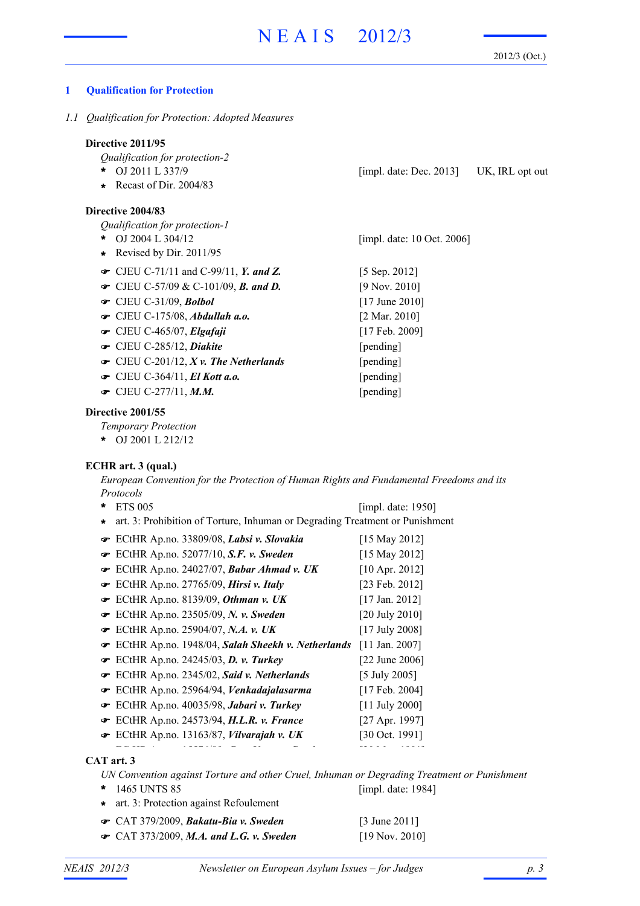## 1 Qualification for Protection

### *1.1 Qualification for Protection: Adopted Measures*

**Directive 2011/95**

*Qualification for protection-2*

- OJ 2011 L 337/9 [impl. date: Dec. 2013] UK, IRL opt out
- Recast of Dir. 2004/83

**Directive 2004/83**

*Qualification for protection-1*

- OJ 2004 L 304/12 [impl. date: 10 Oct. 2006]
- Revised by Dir. 2011/95

- ☞ CJEU C-71/11 and C-99/11, ***Y. and Z.*** [5 Sep. 2012]
- ☞ CJEU C-57/09 & C-101/09, ***B. and D.*** [9 Nov. 2010]
- ☞ CJEU C-31/09, ***Bolbol*** [17 June 2010]
- ☞ CJEU C-175/08, ***Abdullah a.o.*** [2 Mar. 2010]
- ☞ CJEU C-465/07, ***Elgafaji*** [17 Feb. 2009]
- ☞ CJEU C-285/12, ***Diakite*** [pending]
- ☞ CJEU C-201/12, ***X v. The Netherlands*** [pending]
- ☞ CJEU C-364/11, ***El Kott a.o.*** [pending]
- ☞ CJEU C-277/11, ***M.M.*** [pending]

**Directive 2001/55**

*Temporary Protection*

- OJ 2001 L 212/12

**ECHR art. 3 (qual.)**

*European Convention for the Protection of Human Rights and Fundamental Freedoms and its Protocols*

- ETS 005 [impl. date: 1950]
- art. 3: Prohibition of Torture, Inhuman or Degrading Treatment or Punishment

- ☞ ECtHR Ap.no. 33809/08, ***Labsi v. Slovakia*** [15 May 2012]
- ☞ ECtHR Ap.no. 52077/10, ***S.F. v. Sweden*** [15 May 2012]
- ☞ ECtHR Ap.no. 24027/07, ***Babar Ahmad v. UK*** [10 Apr. 2012]
- ☞ ECtHR Ap.no. 27765/09, ***Hirsi v. Italy*** [23 Feb. 2012]
- ☞ ECtHR Ap.no. 8139/09, ***Othman v. UK*** [17 Jan. 2012]
- ☞ ECtHR Ap.no. 23505/09, ***N. v. Sweden*** [20 July 2010]
- ☞ ECtHR Ap.no. 25904/07, ***N.A. v. UK*** [17 July 2008]
- ☞ ECtHR Ap.no. 1948/04, ***Salah Sheekh v. Netherlands*** [11 Jan. 2007]
- ☞ ECtHR Ap.no. 24245/03, ***D. v. Turkey*** [22 June 2006]
- ☞ ECtHR Ap.no. 2345/02, ***Said v. Netherlands*** [5 July 2005]
- ☞ ECtHR Ap.no. 25964/94, ***Venkadajalasarma*** [17 Feb. 2004]
- ☞ ECtHR Ap.no. 40035/98, ***Jabari v. Turkey*** [11 July 2000]
- ☞ ECtHR Ap.no. 24573/94, ***H.L.R. v. France*** [27 Apr. 1997]
- ☞ ECtHR Ap.no. 13163/87, ***Vilvarajah v. UK*** [30 Oct. 1991]

**CAT art. 3**

*UN Convention against Torture and other Cruel, Inhuman or Degrading Treatment or Punishment*

- 1465 UNTS 85 [impl. date: 1984]
- art. 3: Protection against Refoulement

- ☞ CAT 379/2009, ***Bakatu-Bia v. Sweden*** [3 June 2011]
- ☞ CAT 373/2009, ***M.A. and L.G. v. Sweden*** [19 Nov. 2010]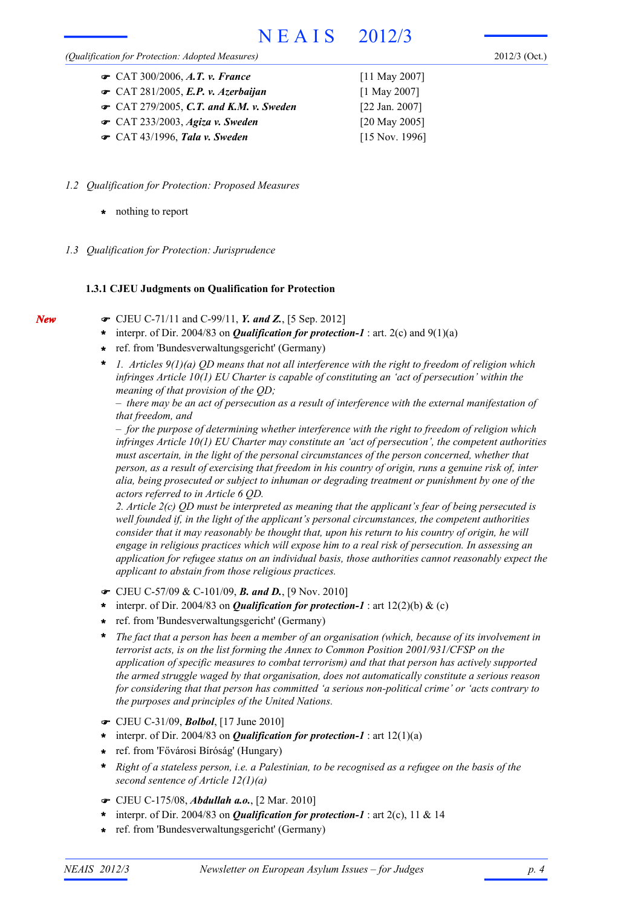- ☛ CAT 300/2006, ***A.T. v. France*** [11 May 2007]
- ☛ CAT 281/2005, ***E.P. v. Azerbaijan*** [1 May 2007]
- ☛ CAT 279/2005, ***C.T. and K.M. v. Sweden*** [22 Jan. 2007]
- ☛ CAT 233/2003, ***Agiza v. Sweden*** [20 May 2005]
- ☛ CAT 43/1996, ***Tala v. Sweden*** [15 Nov. 1996]

### *1.2 Qualification for Protection: Proposed Measures*

- nothing to report

### *1.3 Qualification for Protection: Jurisprudence*

#### 1.3.1 CJEU Judgments on Qualification for Protection

***New***

☛ CJEU C-71/11 and C-99/11, ***Y. and Z.***, [5 Sep. 2012]

- interpr. of Dir. 2004/83 on ***Qualification for protection-1*** : art. 2(c) and 9(1)(a)
- ref. from 'Bundesverwaltungsgericht' (Germany)
- *1. Articles 9(1)(a) QD means that not all interference with the right to freedom of religion which infringes Article 10(1) EU Charter is capable of constituting an 'act of persecution' within the meaning of that provision of the QD;*
  *– there may be an act of persecution as a result of interference with the external manifestation of that freedom, and*
  *– for the purpose of determining whether interference with the right to freedom of religion which infringes Article 10(1) EU Charter may constitute an 'act of persecution', the competent authorities must ascertain, in the light of the personal circumstances of the person concerned, whether that person, as a result of exercising that freedom in his country of origin, runs a genuine risk of, inter alia, being prosecuted or subject to inhuman or degrading treatment or punishment by one of the actors referred to in Article 6 QD.*
  *2. Article 2(c) QD must be interpreted as meaning that the applicant's fear of being persecuted is well founded if, in the light of the applicant's personal circumstances, the competent authorities consider that it may reasonably be thought that, upon his return to his country of origin, he will engage in religious practices which will expose him to a real risk of persecution. In assessing an application for refugee status on an individual basis, those authorities cannot reasonably expect the applicant to abstain from those religious practices.*

☛ CJEU C-57/09 & C-101/09, ***B. and D.***, [9 Nov. 2010]

- interpr. of Dir. 2004/83 on ***Qualification for protection-1*** : art 12(2)(b) & (c)
- ref. from 'Bundesverwaltungsgericht' (Germany)
- *The fact that a person has been a member of an organisation (which, because of its involvement in terrorist acts, is on the list forming the Annex to Common Position 2001/931/CFSP on the application of specific measures to combat terrorism) and that that person has actively supported the armed struggle waged by that organisation, does not automatically constitute a serious reason for considering that that person has committed 'a serious non-political crime' or 'acts contrary to the purposes and principles of the United Nations.*

☛ CJEU C-31/09, ***Bolbol***, [17 June 2010]

- interpr. of Dir. 2004/83 on ***Qualification for protection-1*** : art 12(1)(a)
- ref. from 'Fővárosi Bíróság' (Hungary)
- *Right of a stateless person, i.e. a Palestinian, to be recognised as a refugee on the basis of the second sentence of Article 12(1)(a)*

☛ CJEU C-175/08, ***Abdullah a.o.***, [2 Mar. 2010]

- interpr. of Dir. 2004/83 on ***Qualification for protection-1*** : art 2(c), 11 & 14
- ref. from 'Bundesverwaltungsgericht' (Germany)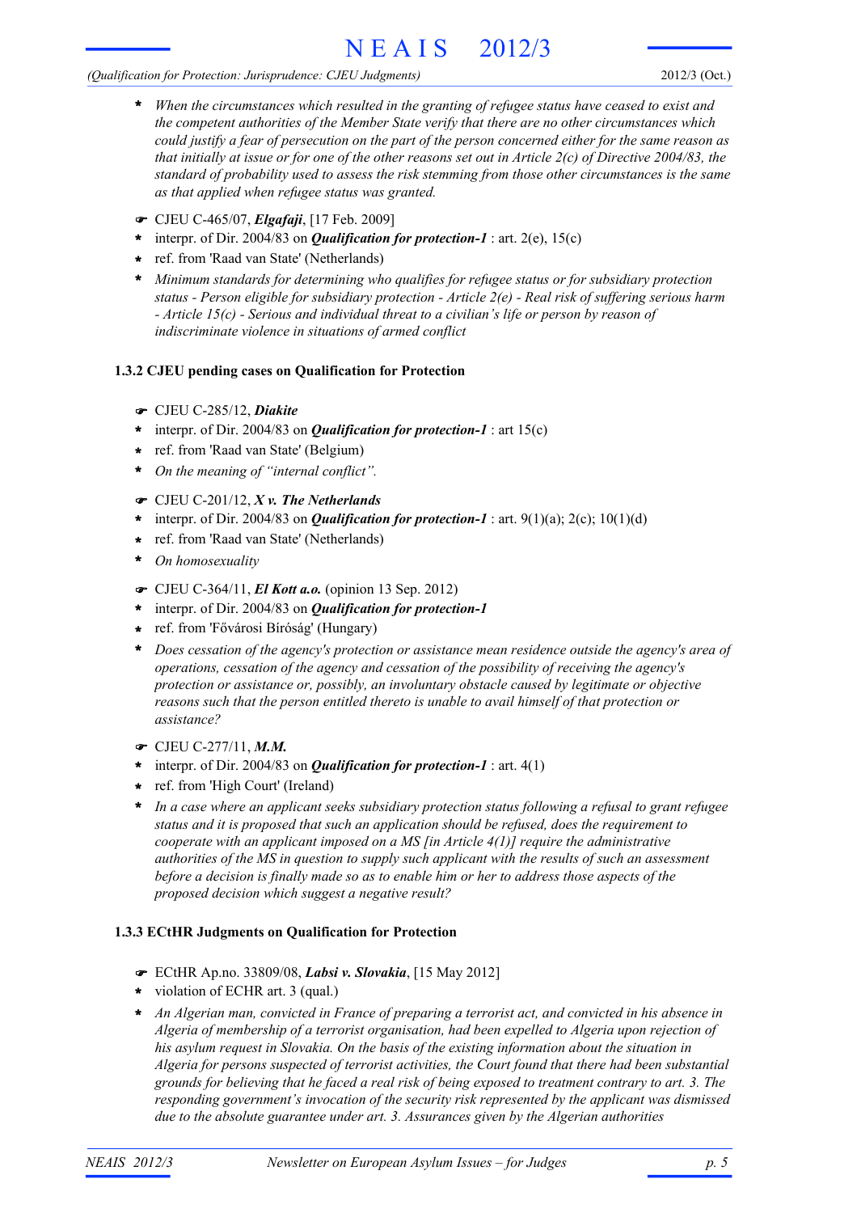- *When the circumstances which resulted in the granting of refugee status have ceased to exist and the competent authorities of the Member State verify that there are no other circumstances which could justify a fear of persecution on the part of the person concerned either for the same reason as that initially at issue or for one of the other reasons set out in Article 2(c) of Directive 2004/83, the standard of probability used to assess the risk stemming from those other circumstances is the same as that applied when refugee status was granted.*

☛ CJEU C-465/07, ***Elgafaji***, [17 Feb. 2009]
- interpr. of Dir. 2004/83 on ***Qualification for protection-1*** : art. 2(e), 15(c)
- ref. from 'Raad van State' (Netherlands)
- *Minimum standards for determining who qualifies for refugee status or for subsidiary protection status - Person eligible for subsidiary protection - Article 2(e) - Real risk of suffering serious harm - Article 15(c) - Serious and individual threat to a civilian's life or person by reason of indiscriminate violence in situations of armed conflict*

### 1.3.2 CJEU pending cases on Qualification for Protection

☛ CJEU C-285/12, ***Diakite***
- interpr. of Dir. 2004/83 on ***Qualification for protection-1*** : art 15(c)
- ref. from 'Raad van State' (Belgium)
- *On the meaning of "internal conflict".*

☛ CJEU C-201/12, ***X v. The Netherlands***
- interpr. of Dir. 2004/83 on ***Qualification for protection-1*** : art. 9(1)(a); 2(c); 10(1)(d)
- ref. from 'Raad van State' (Netherlands)
- *On homosexuality*

☛ CJEU C-364/11, ***El Kott a.o.*** (opinion 13 Sep. 2012)
- interpr. of Dir. 2004/83 on ***Qualification for protection-1***
- ref. from 'Fővárosi Bíróság' (Hungary)
- *Does cessation of the agency's protection or assistance mean residence outside the agency's area of operations, cessation of the agency and cessation of the possibility of receiving the agency's protection or assistance or, possibly, an involuntary obstacle caused by legitimate or objective reasons such that the person entitled thereto is unable to avail himself of that protection or assistance?*

☛ CJEU C-277/11, ***M.M.***
- interpr. of Dir. 2004/83 on ***Qualification for protection-1*** : art. 4(1)
- ref. from 'High Court' (Ireland)
- *In a case where an applicant seeks subsidiary protection status following a refusal to grant refugee status and it is proposed that such an application should be refused, does the requirement to cooperate with an applicant imposed on a MS [in Article 4(1)] require the administrative authorities of the MS in question to supply such applicant with the results of such an assessment before a decision is finally made so as to enable him or her to address those aspects of the proposed decision which suggest a negative result?*

### 1.3.3 ECtHR Judgments on Qualification for Protection

☛ ECtHR Ap.no. 33809/08, ***Labsi v. Slovakia***, [15 May 2012]
- violation of ECHR art. 3 (qual.)
- *An Algerian man, convicted in France of preparing a terrorist act, and convicted in his absence in Algeria of membership of a terrorist organisation, had been expelled to Algeria upon rejection of his asylum request in Slovakia. On the basis of the existing information about the situation in Algeria for persons suspected of terrorist activities, the Court found that there had been substantial grounds for believing that he faced a real risk of being exposed to treatment contrary to art. 3. The responding government's invocation of the security risk represented by the applicant was dismissed due to the absolute guarantee under art. 3. Assurances given by the Algerian authorities*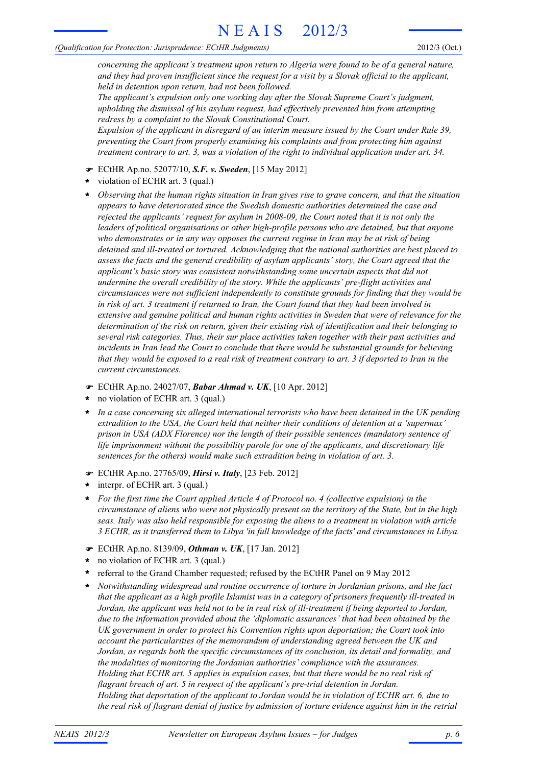*concerning the applicant's treatment upon return to Algeria were found to be of a general nature, and they had proven insufficient since the request for a visit by a Slovak official to the applicant, held in detention upon return, had not been followed.*
*The applicant's expulsion only one working day after the Slovak Supreme Court's judgment, upholding the dismissal of his asylum request, had effectively prevented him from attempting redress by a complaint to the Slovak Constitutional Court.*
*Expulsion of the applicant in disregard of an interim measure issued by the Court under Rule 39, preventing the Court from properly examining his complaints and from protecting him against treatment contrary to art. 3, was a violation of the right to individual application under art. 34.*

☛ ECtHR Ap.no. 52077/10, ***S.F. v. Sweden***, [15 May 2012]

* violation of ECHR art. 3 (qual.)
* *Observing that the human rights situation in Iran gives rise to grave concern, and that the situation appears to have deteriorated since the Swedish domestic authorities determined the case and rejected the applicants' request for asylum in 2008-09, the Court noted that it is not only the leaders of political organisations or other high-profile persons who are detained, but that anyone who demonstrates or in any way opposes the current regime in Iran may be at risk of being detained and ill-treated or tortured. Acknowledging that the national authorities are best placed to assess the facts and the general credibility of asylum applicants' story, the Court agreed that the applicant's basic story was consistent notwithstanding some uncertain aspects that did not undermine the overall credibility of the story. While the applicants' pre-flight activities and circumstances were not sufficient independently to constitute grounds for finding that they would be in risk of art. 3 treatment if returned to Iran, the Court found that they had been involved in extensive and genuine political and human rights activities in Sweden that were of relevance for the determination of the risk on return, given their existing risk of identification and their belonging to several risk categories. Thus, their sur place activities taken together with their past activities and incidents in Iran lead the Court to conclude that there would be substantial grounds for believing that they would be exposed to a real risk of treatment contrary to art. 3 if deported to Iran in the current circumstances.*

☛ ECtHR Ap.no. 24027/07, ***Babar Ahmad v. UK***, [10 Apr. 2012]

* no violation of ECHR art. 3 (qual.)
* *In a case concerning six alleged international terrorists who have been detained in the UK pending extradition to the USA, the Court held that neither their conditions of detention at a 'supermax' prison in USA (ADX Florence) nor the length of their possible sentences (mandatory sentence of life imprisonment without the possibility parole for one of the applicants, and discretionary life sentences for the others) would make such extradition being in violation of art. 3.*

☛ ECtHR Ap.no. 27765/09, ***Hirsi v. Italy***, [23 Feb. 2012]

* interpr. of ECHR art. 3 (qual.)
* *For the first time the Court applied Article 4 of Protocol no. 4 (collective expulsion) in the circumstance of aliens who were not physically present on the territory of the State, but in the high seas. Italy was also held responsible for exposing the aliens to a treatment in violation with article 3 ECHR, as it transferred them to Libya 'in full knowledge of the facts' and circumstances in Libya.*

☛ ECtHR Ap.no. 8139/09, ***Othman v. UK***, [17 Jan. 2012]

* no violation of ECHR art. 3 (qual.)
* referral to the Grand Chamber requested; refused by the ECtHR Panel on 9 May 2012
* *Notwithstanding widespread and routine occurrence of torture in Jordanian prisons, and the fact that the applicant as a high profile Islamist was in a category of prisoners frequently ill-treated in Jordan, the applicant was held not to be in real risk of ill-treatment if being deported to Jordan, due to the information provided about the 'diplomatic assurances' that had been obtained by the UK government in order to protect his Convention rights upon deportation; the Court took into account the particularities of the memorandum of understanding agreed between the UK and Jordan, as regards both the specific circumstances of its conclusion, its detail and formality, and the modalities of monitoring the Jordanian authorities' compliance with the assurances.*
  *Holding that ECHR art. 5 applies in expulsion cases, but that there would be no real risk of flagrant breach of art. 5 in respect of the applicant's pre-trial detention in Jordan.*
  *Holding that deportation of the applicant to Jordan would be in violation of ECHR art. 6, due to the real risk of flagrant denial of justice by admission of torture evidence against him in the retrial*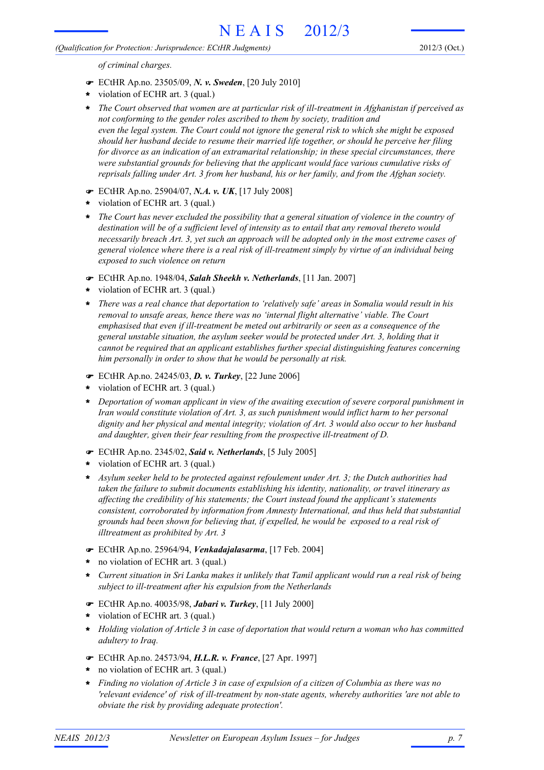*of criminal charges.*

- ☛ ECtHR Ap.no. 23505/09, ***N. v. Sweden***, [20 July 2010]
- \* violation of ECHR art. 3 (qual.)
- \* *The Court observed that women are at particular risk of ill-treatment in Afghanistan if perceived as not conforming to the gender roles ascribed to them by society, tradition and even the legal system. The Court could not ignore the general risk to which she might be exposed should her husband decide to resume their married life together, or should he perceive her filing for divorce as an indication of an extramarital relationship; in these special circumstances, there were substantial grounds for believing that the applicant would face various cumulative risks of reprisals falling under Art. 3 from her husband, his or her family, and from the Afghan society.*

- ☛ ECtHR Ap.no. 25904/07, ***N.A. v. UK***, [17 July 2008]
- \* violation of ECHR art. 3 (qual.)
- \* *The Court has never excluded the possibility that a general situation of violence in the country of destination will be of a sufficient level of intensity as to entail that any removal thereto would necessarily breach Art. 3, yet such an approach will be adopted only in the most extreme cases of general violence where there is a real risk of ill-treatment simply by virtue of an individual being exposed to such violence on return*

- ☛ ECtHR Ap.no. 1948/04, ***Salah Sheekh v. Netherlands***, [11 Jan. 2007]
- \* violation of ECHR art. 3 (qual.)
- \* *There was a real chance that deportation to 'relatively safe' areas in Somalia would result in his removal to unsafe areas, hence there was no 'internal flight alternative' viable. The Court emphasised that even if ill-treatment be meted out arbitrarily or seen as a consequence of the general unstable situation, the asylum seeker would be protected under Art. 3, holding that it cannot be required that an applicant establishes further special distinguishing features concerning him personally in order to show that he would be personally at risk.*

- ☛ ECtHR Ap.no. 24245/03, ***D. v. Turkey***, [22 June 2006]
- \* violation of ECHR art. 3 (qual.)
- \* *Deportation of woman applicant in view of the awaiting execution of severe corporal punishment in Iran would constitute violation of Art. 3, as such punishment would inflict harm to her personal dignity and her physical and mental integrity; violation of Art. 3 would also occur to her husband and daughter, given their fear resulting from the prospective ill-treatment of D.*

- ☛ ECtHR Ap.no. 2345/02, ***Said v. Netherlands***, [5 July 2005]
- \* violation of ECHR art. 3 (qual.)
- \* *Asylum seeker held to be protected against refoulement under Art. 3; the Dutch authorities had taken the failure to submit documents establishing his identity, nationality, or travel itinerary as affecting the credibility of his statements; the Court instead found the applicant's statements consistent, corroborated by information from Amnesty International, and thus held that substantial grounds had been shown for believing that, if expelled, he would be exposed to a real risk of illtreatment as prohibited by Art. 3*

- ☛ ECtHR Ap.no. 25964/94, ***Venkadajalasarma***, [17 Feb. 2004]
- \* no violation of ECHR art. 3 (qual.)
- \* *Current situation in Sri Lanka makes it unlikely that Tamil applicant would run a real risk of being subject to ill-treatment after his expulsion from the Netherlands*

- ☛ ECtHR Ap.no. 40035/98, ***Jabari v. Turkey***, [11 July 2000]
- \* violation of ECHR art. 3 (qual.)
- \* *Holding violation of Article 3 in case of deportation that would return a woman who has committed adultery to Iraq.*

- ☛ ECtHR Ap.no. 24573/94, ***H.L.R. v. France***, [27 Apr. 1997]
- \* no violation of ECHR art. 3 (qual.)
- \* *Finding no violation of Article 3 in case of expulsion of a citizen of Columbia as there was no 'relevant evidence' of risk of ill-treatment by non-state agents, whereby authorities 'are not able to obviate the risk by providing adequate protection'.*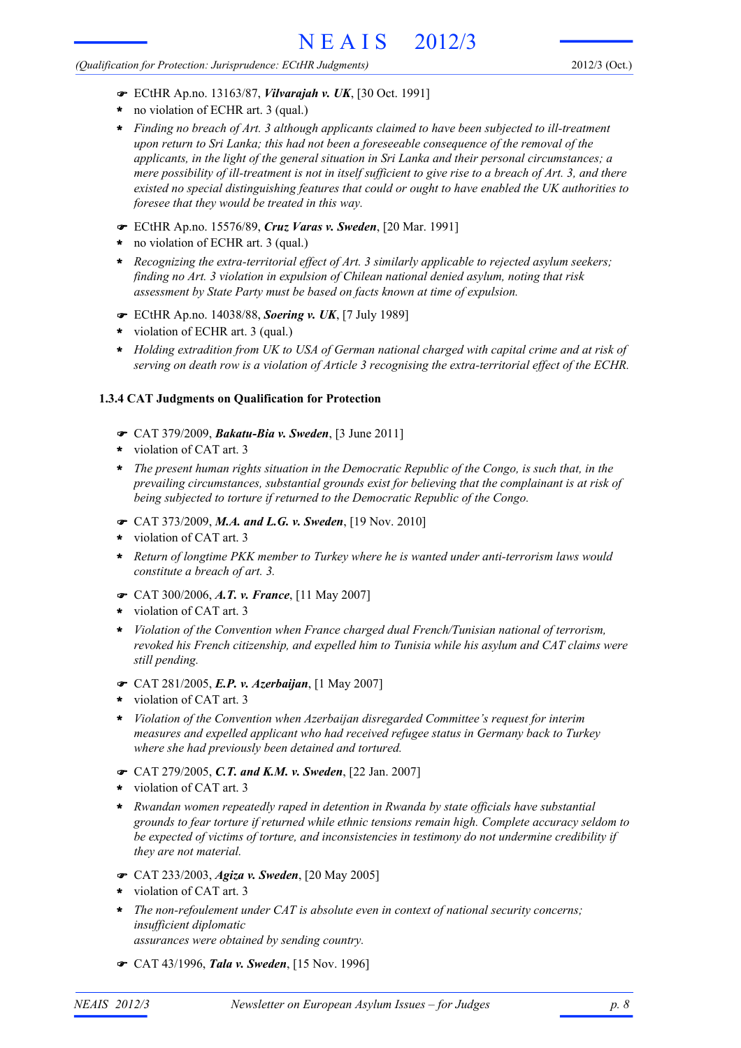- ☛ ECtHR Ap.no. 13163/87, ***Vilvarajah v. UK***, [30 Oct. 1991]
- \* no violation of ECHR art. 3 (qual.)
- \* *Finding no breach of Art. 3 although applicants claimed to have been subjected to ill-treatment upon return to Sri Lanka; this had not been a foreseeable consequence of the removal of the applicants, in the light of the general situation in Sri Lanka and their personal circumstances; a mere possibility of ill-treatment is not in itself sufficient to give rise to a breach of Art. 3, and there existed no special distinguishing features that could or ought to have enabled the UK authorities to foresee that they would be treated in this way.*

- ☛ ECtHR Ap.no. 15576/89, ***Cruz Varas v. Sweden***, [20 Mar. 1991]
- \* no violation of ECHR art. 3 (qual.)
- \* *Recognizing the extra-territorial effect of Art. 3 similarly applicable to rejected asylum seekers; finding no Art. 3 violation in expulsion of Chilean national denied asylum, noting that risk assessment by State Party must be based on facts known at time of expulsion.*

- ☛ ECtHR Ap.no. 14038/88, ***Soering v. UK***, [7 July 1989]
- \* violation of ECHR art. 3 (qual.)
- \* *Holding extradition from UK to USA of German national charged with capital crime and at risk of serving on death row is a violation of Article 3 recognising the extra-territorial effect of the ECHR.*

### 1.3.4 CAT Judgments on Qualification for Protection

- ☛ CAT 379/2009, ***Bakatu-Bia v. Sweden***, [3 June 2011]
- \* violation of CAT art. 3
- \* *The present human rights situation in the Democratic Republic of the Congo, is such that, in the prevailing circumstances, substantial grounds exist for believing that the complainant is at risk of being subjected to torture if returned to the Democratic Republic of the Congo.*

- ☛ CAT 373/2009, ***M.A. and L.G. v. Sweden***, [19 Nov. 2010]
- \* violation of CAT art. 3
- \* *Return of longtime PKK member to Turkey where he is wanted under anti-terrorism laws would constitute a breach of art. 3.*

- ☛ CAT 300/2006, ***A.T. v. France***, [11 May 2007]
- \* violation of CAT art. 3
- \* *Violation of the Convention when France charged dual French/Tunisian national of terrorism, revoked his French citizenship, and expelled him to Tunisia while his asylum and CAT claims were still pending.*

- ☛ CAT 281/2005, ***E.P. v. Azerbaijan***, [1 May 2007]
- \* violation of CAT art. 3
- \* *Violation of the Convention when Azerbaijan disregarded Committee's request for interim measures and expelled applicant who had received refugee status in Germany back to Turkey where she had previously been detained and tortured.*

- ☛ CAT 279/2005, ***C.T. and K.M. v. Sweden***, [22 Jan. 2007]
- \* violation of CAT art. 3
- \* *Rwandan women repeatedly raped in detention in Rwanda by state officials have substantial grounds to fear torture if returned while ethnic tensions remain high. Complete accuracy seldom to be expected of victims of torture, and inconsistencies in testimony do not undermine credibility if they are not material.*

- ☛ CAT 233/2003, ***Agiza v. Sweden***, [20 May 2005]
- \* violation of CAT art. 3
- \* *The non-refoulement under CAT is absolute even in context of national security concerns; insufficient diplomatic assurances were obtained by sending country.*

- ☛ CAT 43/1996, ***Tala v. Sweden***, [15 Nov. 1996]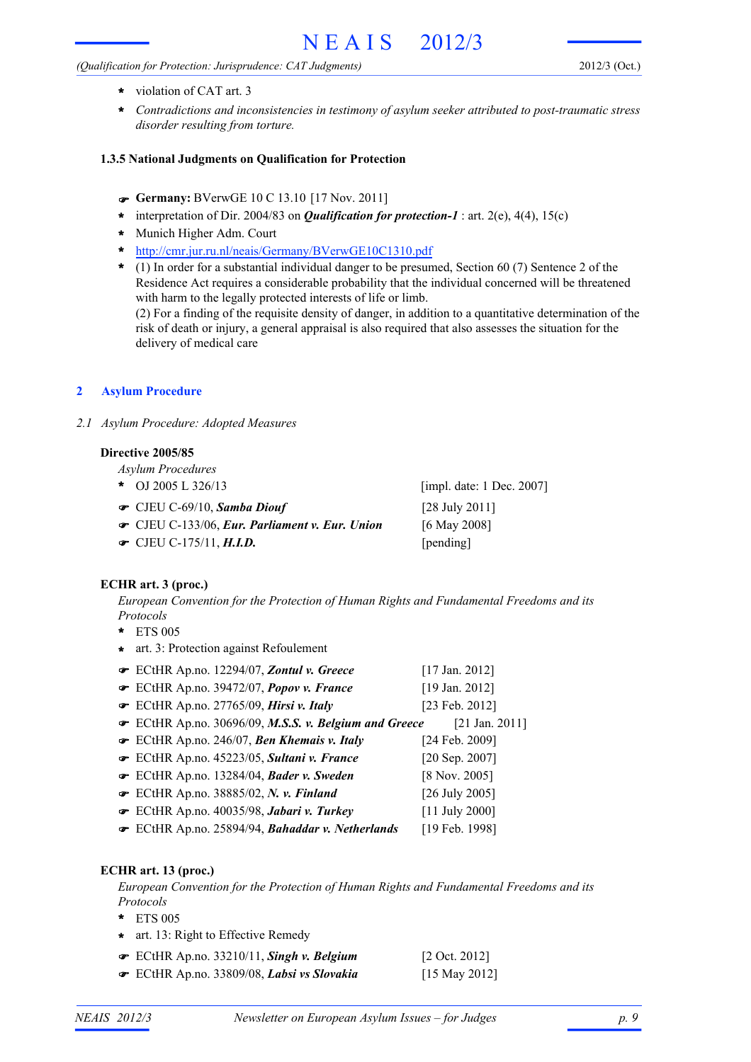* violation of CAT art. 3
* *Contradictions and inconsistencies in testimony of asylum seeker attributed to post-traumatic stress disorder resulting from torture.*

#### 1.3.5 National Judgments on Qualification for Protection

- ☛ **Germany:** BVerwGE 10 C 13.10 [17 Nov. 2011]
* interpretation of Dir. 2004/83 on ***Qualification for protection-1*** : art. 2(e), 4(4), 15(c)
* Munich Higher Adm. Court
* http://cmr.jur.ru.nl/neais/Germany/BVerwGE10C1310.pdf
* (1) In order for a substantial individual danger to be presumed, Section 60 (7) Sentence 2 of the Residence Act requires a considerable probability that the individual concerned will be threatened with harm to the legally protected interests of life or limb.
  (2) For a finding of the requisite density of danger, in addition to a quantitative determination of the risk of death or injury, a general appraisal is also required that also assesses the situation for the delivery of medical care

## 2 Asylum Procedure

### 2.1 Asylum Procedure: Adopted Measures

#### Directive 2005/85

*Asylum Procedures*

* OJ 2005 L 326/13 [impl. date: 1 Dec. 2007]

- ☛ CJEU C-69/10, ***Samba Diouf*** [28 July 2011]
- ☛ CJEU C-133/06, ***Eur. Parliament v. Eur. Union*** [6 May 2008]
- ☛ CJEU C-175/11, ***H.I.D.*** [pending]

#### ECHR art. 3 (proc.)

*European Convention for the Protection of Human Rights and Fundamental Freedoms and its Protocols*

* ETS 005
* art. 3: Protection against Refoulement

- ☛ ECtHR Ap.no. 12294/07, ***Zontul v. Greece*** [17 Jan. 2012]
- ☛ ECtHR Ap.no. 39472/07, ***Popov v. France*** [19 Jan. 2012]
- ☛ ECtHR Ap.no. 27765/09, ***Hirsi v. Italy*** [23 Feb. 2012]
- ☛ ECtHR Ap.no. 30696/09, ***M.S.S. v. Belgium and Greece*** [21 Jan. 2011]
- ☛ ECtHR Ap.no. 246/07, ***Ben Khemais v. Italy*** [24 Feb. 2009]
- ☛ ECtHR Ap.no. 45223/05, ***Sultani v. France*** [20 Sep. 2007]
- ☛ ECtHR Ap.no. 13284/04, ***Bader v. Sweden*** [8 Nov. 2005]
- ☛ ECtHR Ap.no. 38885/02, ***N. v. Finland*** [26 July 2005]
- ☛ ECtHR Ap.no. 40035/98, ***Jabari v. Turkey*** [11 July 2000]
- ☛ ECtHR Ap.no. 25894/94, ***Bahaddar v. Netherlands*** [19 Feb. 1998]

#### ECHR art. 13 (proc.)

*European Convention for the Protection of Human Rights and Fundamental Freedoms and its Protocols*

* ETS 005
* art. 13: Right to Effective Remedy

- ☛ ECtHR Ap.no. 33210/11, ***Singh v. Belgium*** [2 Oct. 2012]
- ☛ ECtHR Ap.no. 33809/08, ***Labsi vs Slovakia*** [15 May 2012]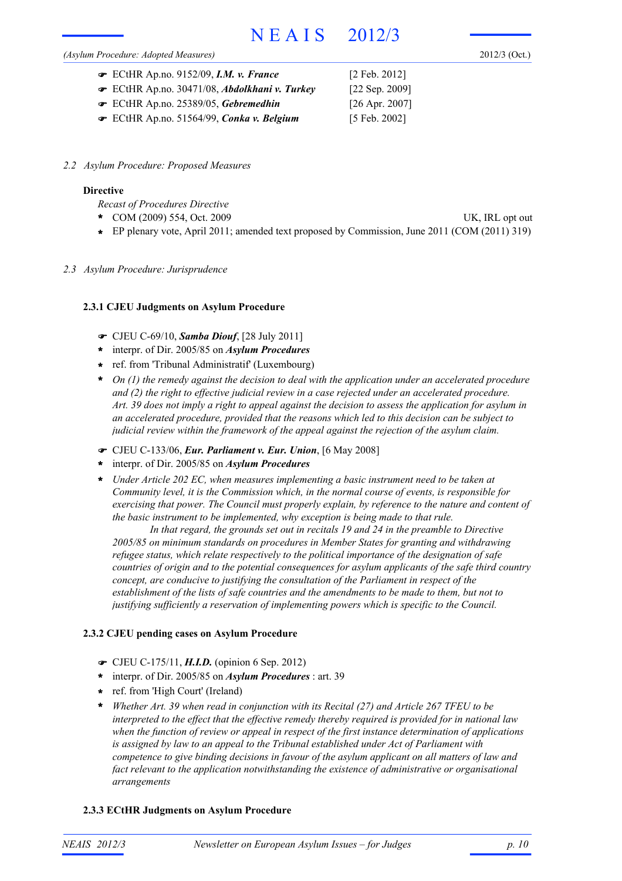- ☛ ECtHR Ap.no. 9152/09, ***I.M. v. France*** [2 Feb. 2012]
- ☛ ECtHR Ap.no. 30471/08, ***Abdolkhani v. Turkey*** [22 Sep. 2009]
- ☛ ECtHR Ap.no. 25389/05, ***Gebremedhin*** [26 Apr. 2007]
- ☛ ECtHR Ap.no. 51564/99, ***Conka v. Belgium*** [5 Feb. 2002]

### *2.2 Asylum Procedure: Proposed Measures*

**Directive**

*Recast of Procedures Directive*

- COM (2009) 554, Oct. 2009 — UK, IRL opt out
- EP plenary vote, April 2011; amended text proposed by Commission, June 2011 (COM (2011) 319)

### *2.3 Asylum Procedure: Jurisprudence*

#### 2.3.1 CJEU Judgments on Asylum Procedure

- ☛ CJEU C-69/10, ***Samba Diouf***, [28 July 2011]
- interpr. of Dir. 2005/85 on ***Asylum Procedures***
- ref. from 'Tribunal Administratif' (Luxembourg)
- *On (1) the remedy against the decision to deal with the application under an accelerated procedure and (2) the right to effective judicial review in a case rejected under an accelerated procedure. Art. 39 does not imply a right to appeal against the decision to assess the application for asylum in an accelerated procedure, provided that the reasons which led to this decision can be subject to judicial review within the framework of the appeal against the rejection of the asylum claim.*

- ☛ CJEU C-133/06, ***Eur. Parliament v. Eur. Union***, [6 May 2008]
- interpr. of Dir. 2005/85 on ***Asylum Procedures***
- *Under Article 202 EC, when measures implementing a basic instrument need to be taken at Community level, it is the Commission which, in the normal course of events, is responsible for exercising that power. The Council must properly explain, by reference to the nature and content of the basic instrument to be implemented, why exception is being made to that rule.*
  *In that regard, the grounds set out in recitals 19 and 24 in the preamble to Directive 2005/85 on minimum standards on procedures in Member States for granting and withdrawing refugee status, which relate respectively to the political importance of the designation of safe countries of origin and to the potential consequences for asylum applicants of the safe third country concept, are conducive to justifying the consultation of the Parliament in respect of the establishment of the lists of safe countries and the amendments to be made to them, but not to justifying sufficiently a reservation of implementing powers which is specific to the Council.*

#### 2.3.2 CJEU pending cases on Asylum Procedure

- ☛ CJEU C-175/11, ***H.I.D.*** (opinion 6 Sep. 2012)
- interpr. of Dir. 2005/85 on ***Asylum Procedures*** : art. 39
- ref. from 'High Court' (Ireland)
- *Whether Art. 39 when read in conjunction with its Recital (27) and Article 267 TFEU to be interpreted to the effect that the effective remedy thereby required is provided for in national law when the function of review or appeal in respect of the first instance determination of applications is assigned by law to an appeal to the Tribunal established under Act of Parliament with competence to give binding decisions in favour of the asylum applicant on all matters of law and fact relevant to the application notwithstanding the existence of administrative or organisational arrangements*

#### 2.3.3 ECtHR Judgments on Asylum Procedure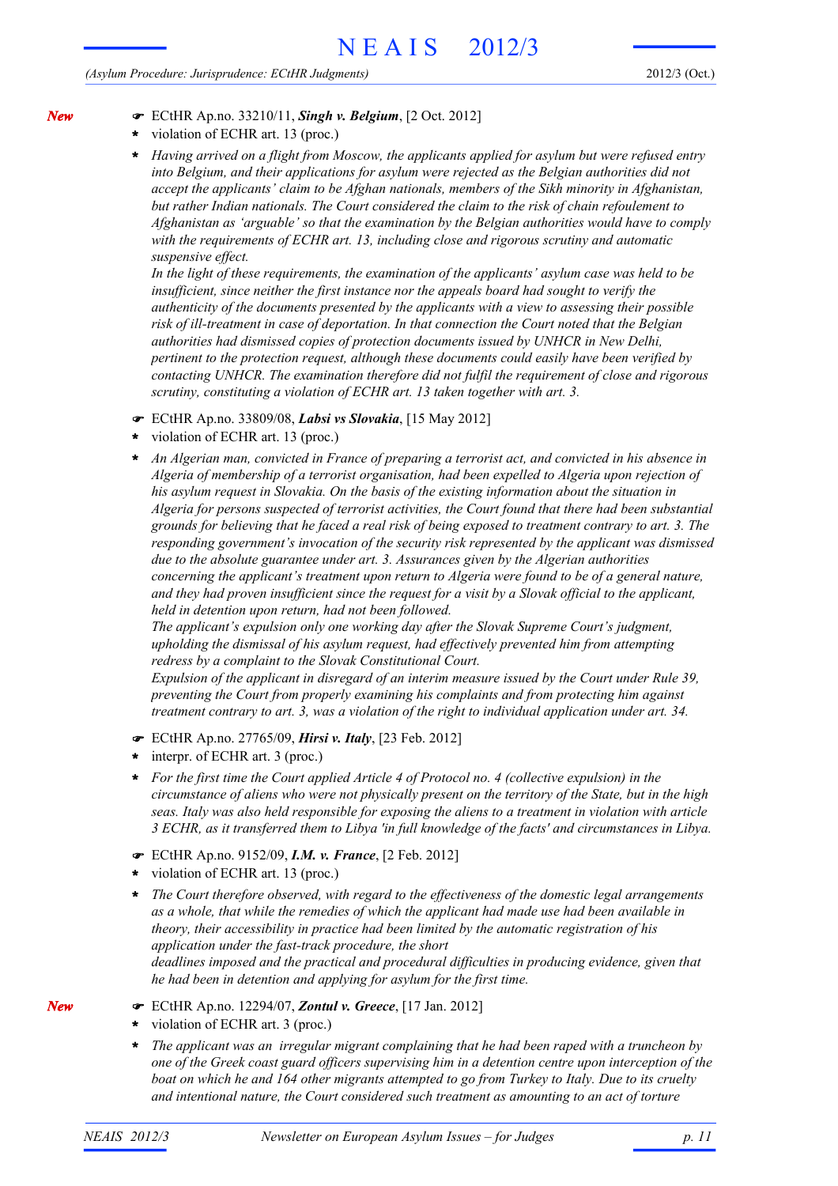*New*

☛ ECtHR Ap.no. 33210/11, ***Singh v. Belgium***, [2 Oct. 2012]

- violation of ECHR art. 13 (proc.)
- *Having arrived on a flight from Moscow, the applicants applied for asylum but were refused entry into Belgium, and their applications for asylum were rejected as the Belgian authorities did not accept the applicants' claim to be Afghan nationals, members of the Sikh minority in Afghanistan, but rather Indian nationals. The Court considered the claim to the risk of chain refoulement to Afghanistan as 'arguable' so that the examination by the Belgian authorities would have to comply with the requirements of ECHR art. 13, including close and rigorous scrutiny and automatic suspensive effect.*
  *In the light of these requirements, the examination of the applicants' asylum case was held to be insufficient, since neither the first instance nor the appeals board had sought to verify the authenticity of the documents presented by the applicants with a view to assessing their possible risk of ill-treatment in case of deportation. In that connection the Court noted that the Belgian authorities had dismissed copies of protection documents issued by UNHCR in New Delhi, pertinent to the protection request, although these documents could easily have been verified by contacting UNHCR. The examination therefore did not fulfil the requirement of close and rigorous scrutiny, constituting a violation of ECHR art. 13 taken together with art. 3.*

☛ ECtHR Ap.no. 33809/08, ***Labsi vs Slovakia***, [15 May 2012]

- violation of ECHR art. 13 (proc.)
- *An Algerian man, convicted in France of preparing a terrorist act, and convicted in his absence in Algeria of membership of a terrorist organisation, had been expelled to Algeria upon rejection of his asylum request in Slovakia. On the basis of the existing information about the situation in Algeria for persons suspected of terrorist activities, the Court found that there had been substantial grounds for believing that he faced a real risk of being exposed to treatment contrary to art. 3. The responding government's invocation of the security risk represented by the applicant was dismissed due to the absolute guarantee under art. 3. Assurances given by the Algerian authorities concerning the applicant's treatment upon return to Algeria were found to be of a general nature, and they had proven insufficient since the request for a visit by a Slovak official to the applicant, held in detention upon return, had not been followed.*
  *The applicant's expulsion only one working day after the Slovak Supreme Court's judgment, upholding the dismissal of his asylum request, had effectively prevented him from attempting redress by a complaint to the Slovak Constitutional Court.*
  *Expulsion of the applicant in disregard of an interim measure issued by the Court under Rule 39, preventing the Court from properly examining his complaints and from protecting him against treatment contrary to art. 3, was a violation of the right to individual application under art. 34.*

☛ ECtHR Ap.no. 27765/09, ***Hirsi v. Italy***, [23 Feb. 2012]

- interpr. of ECHR art. 3 (proc.)
- *For the first time the Court applied Article 4 of Protocol no. 4 (collective expulsion) in the circumstance of aliens who were not physically present on the territory of the State, but in the high seas. Italy was also held responsible for exposing the aliens to a treatment in violation with article 3 ECHR, as it transferred them to Libya 'in full knowledge of the facts' and circumstances in Libya.*

☛ ECtHR Ap.no. 9152/09, ***I.M. v. France***, [2 Feb. 2012]

- violation of ECHR art. 13 (proc.)
- *The Court therefore observed, with regard to the effectiveness of the domestic legal arrangements as a whole, that while the remedies of which the applicant had made use had been available in theory, their accessibility in practice had been limited by the automatic registration of his application under the fast-track procedure, the short deadlines imposed and the practical and procedural difficulties in producing evidence, given that he had been in detention and applying for asylum for the first time.*

*New*

☛ ECtHR Ap.no. 12294/07, ***Zontul v. Greece***, [17 Jan. 2012]

- violation of ECHR art. 3 (proc.)
- *The applicant was an irregular migrant complaining that he had been raped with a truncheon by one of the Greek coast guard officers supervising him in a detention centre upon interception of the boat on which he and 164 other migrants attempted to go from Turkey to Italy. Due to its cruelty and intentional nature, the Court considered such treatment as amounting to an act of torture*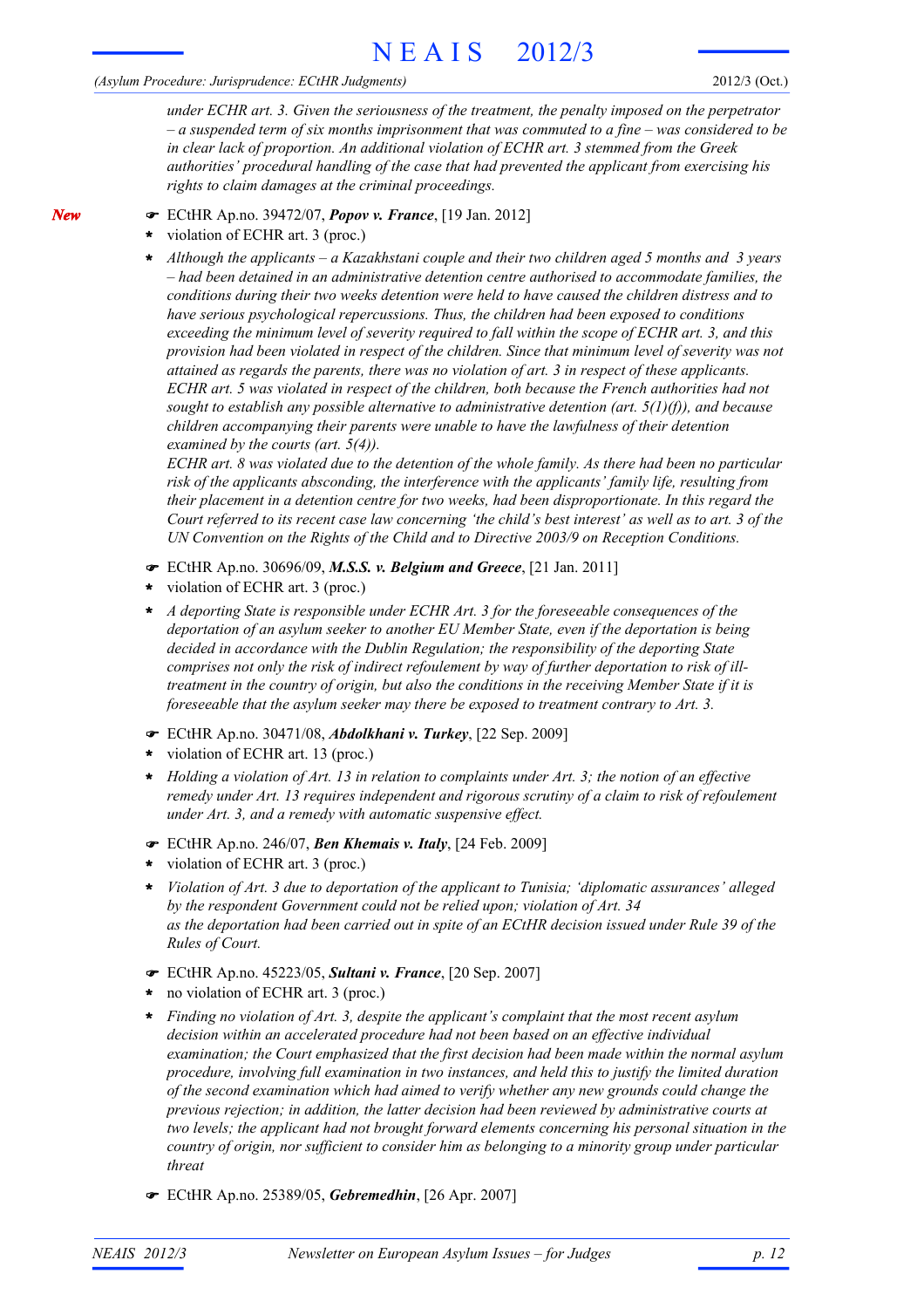*under ECHR art. 3. Given the seriousness of the treatment, the penalty imposed on the perpetrator – a suspended term of six months imprisonment that was commuted to a fine – was considered to be in clear lack of proportion. An additional violation of ECHR art. 3 stemmed from the Greek authorities' procedural handling of the case that had prevented the applicant from exercising his rights to claim damages at the criminal proceedings.*

***New***

- ☛ ECtHR Ap.no. 39472/07, ***Popov v. France***, [19 Jan. 2012]
- \* violation of ECHR art. 3 (proc.)
- \* *Although the applicants – a Kazakhstani couple and their two children aged 5 months and 3 years – had been detained in an administrative detention centre authorised to accommodate families, the conditions during their two weeks detention were held to have caused the children distress and to have serious psychological repercussions. Thus, the children had been exposed to conditions exceeding the minimum level of severity required to fall within the scope of ECHR art. 3, and this provision had been violated in respect of the children. Since that minimum level of severity was not attained as regards the parents, there was no violation of art. 3 in respect of these applicants. ECHR art. 5 was violated in respect of the children, both because the French authorities had not sought to establish any possible alternative to administrative detention (art. 5(1)(f)), and because children accompanying their parents were unable to have the lawfulness of their detention examined by the courts (art. 5(4)).*
  *ECHR art. 8 was violated due to the detention of the whole family. As there had been no particular risk of the applicants absconding, the interference with the applicants' family life, resulting from their placement in a detention centre for two weeks, had been disproportionate. In this regard the Court referred to its recent case law concerning 'the child's best interest' as well as to art. 3 of the UN Convention on the Rights of the Child and to Directive 2003/9 on Reception Conditions.*

- ☛ ECtHR Ap.no. 30696/09, ***M.S.S. v. Belgium and Greece***, [21 Jan. 2011]
- \* violation of ECHR art. 3 (proc.)
- \* *A deporting State is responsible under ECHR Art. 3 for the foreseeable consequences of the deportation of an asylum seeker to another EU Member State, even if the deportation is being decided in accordance with the Dublin Regulation; the responsibility of the deporting State comprises not only the risk of indirect refoulement by way of further deportation to risk of ill-treatment in the country of origin, but also the conditions in the receiving Member State if it is foreseeable that the asylum seeker may there be exposed to treatment contrary to Art. 3.*

- ☛ ECtHR Ap.no. 30471/08, ***Abdolkhani v. Turkey***, [22 Sep. 2009]
- \* violation of ECHR art. 13 (proc.)
- \* *Holding a violation of Art. 13 in relation to complaints under Art. 3; the notion of an effective remedy under Art. 13 requires independent and rigorous scrutiny of a claim to risk of refoulement under Art. 3, and a remedy with automatic suspensive effect.*

- ☛ ECtHR Ap.no. 246/07, ***Ben Khemais v. Italy***, [24 Feb. 2009]
- \* violation of ECHR art. 3 (proc.)
- \* *Violation of Art. 3 due to deportation of the applicant to Tunisia; 'diplomatic assurances' alleged by the respondent Government could not be relied upon; violation of Art. 34 as the deportation had been carried out in spite of an ECtHR decision issued under Rule 39 of the Rules of Court.*

- ☛ ECtHR Ap.no. 45223/05, ***Sultani v. France***, [20 Sep. 2007]
- \* no violation of ECHR art. 3 (proc.)
- \* *Finding no violation of Art. 3, despite the applicant's complaint that the most recent asylum decision within an accelerated procedure had not been based on an effective individual examination; the Court emphasized that the first decision had been made within the normal asylum procedure, involving full examination in two instances, and held this to justify the limited duration of the second examination which had aimed to verify whether any new grounds could change the previous rejection; in addition, the latter decision had been reviewed by administrative courts at two levels; the applicant had not brought forward elements concerning his personal situation in the country of origin, nor sufficient to consider him as belonging to a minority group under particular threat*

- ☛ ECtHR Ap.no. 25389/05, ***Gebremedhin***, [26 Apr. 2007]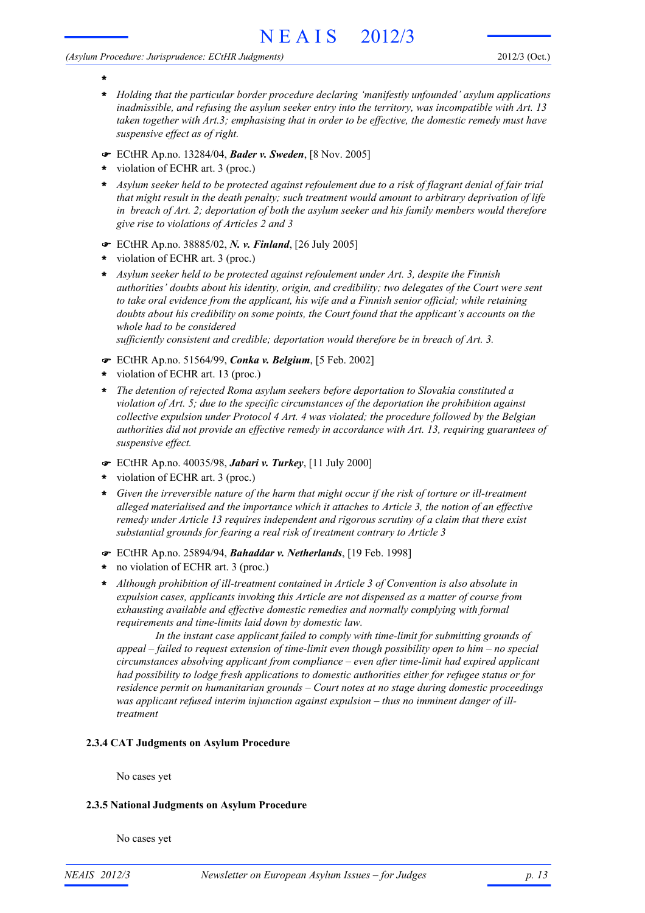- *
- *Holding that the particular border procedure declaring 'manifestly unfounded' asylum applications inadmissible, and refusing the asylum seeker entry into the territory, was incompatible with Art. 13 taken together with Art.3; emphasising that in order to be effective, the domestic remedy must have suspensive effect as of right.*

☛ ECtHR Ap.no. 13284/04, ***Bader v. Sweden***, [8 Nov. 2005]
- violation of ECHR art. 3 (proc.)
- *Asylum seeker held to be protected against refoulement due to a risk of flagrant denial of fair trial that might result in the death penalty; such treatment would amount to arbitrary deprivation of life in breach of Art. 2; deportation of both the asylum seeker and his family members would therefore give rise to violations of Articles 2 and 3*

☛ ECtHR Ap.no. 38885/02, ***N. v. Finland***, [26 July 2005]
- violation of ECHR art. 3 (proc.)
- *Asylum seeker held to be protected against refoulement under Art. 3, despite the Finnish authorities' doubts about his identity, origin, and credibility; two delegates of the Court were sent to take oral evidence from the applicant, his wife and a Finnish senior official; while retaining doubts about his credibility on some points, the Court found that the applicant's accounts on the whole had to be considered*
  *sufficiently consistent and credible; deportation would therefore be in breach of Art. 3.*

☛ ECtHR Ap.no. 51564/99, ***Conka v. Belgium***, [5 Feb. 2002]
- violation of ECHR art. 13 (proc.)
- *The detention of rejected Roma asylum seekers before deportation to Slovakia constituted a violation of Art. 5; due to the specific circumstances of the deportation the prohibition against collective expulsion under Protocol 4 Art. 4 was violated; the procedure followed by the Belgian authorities did not provide an effective remedy in accordance with Art. 13, requiring guarantees of suspensive effect.*

☛ ECtHR Ap.no. 40035/98, ***Jabari v. Turkey***, [11 July 2000]
- violation of ECHR art. 3 (proc.)
- *Given the irreversible nature of the harm that might occur if the risk of torture or ill-treatment alleged materialised and the importance which it attaches to Article 3, the notion of an effective remedy under Article 13 requires independent and rigorous scrutiny of a claim that there exist substantial grounds for fearing a real risk of treatment contrary to Article 3*

☛ ECtHR Ap.no. 25894/94, ***Bahaddar v. Netherlands***, [19 Feb. 1998]
- no violation of ECHR art. 3 (proc.)
- *Although prohibition of ill-treatment contained in Article 3 of Convention is also absolute in expulsion cases, applicants invoking this Article are not dispensed as a matter of course from exhausting available and effective domestic remedies and normally complying with formal requirements and time-limits laid down by domestic law.*
  *In the instant case applicant failed to comply with time-limit for submitting grounds of appeal – failed to request extension of time-limit even though possibility open to him – no special circumstances absolving applicant from compliance – even after time-limit had expired applicant had possibility to lodge fresh applications to domestic authorities either for refugee status or for residence permit on humanitarian grounds – Court notes at no stage during domestic proceedings was applicant refused interim injunction against expulsion – thus no imminent danger of ill-treatment*

### 2.3.4 CAT Judgments on Asylum Procedure

No cases yet

### 2.3.5 National Judgments on Asylum Procedure

No cases yet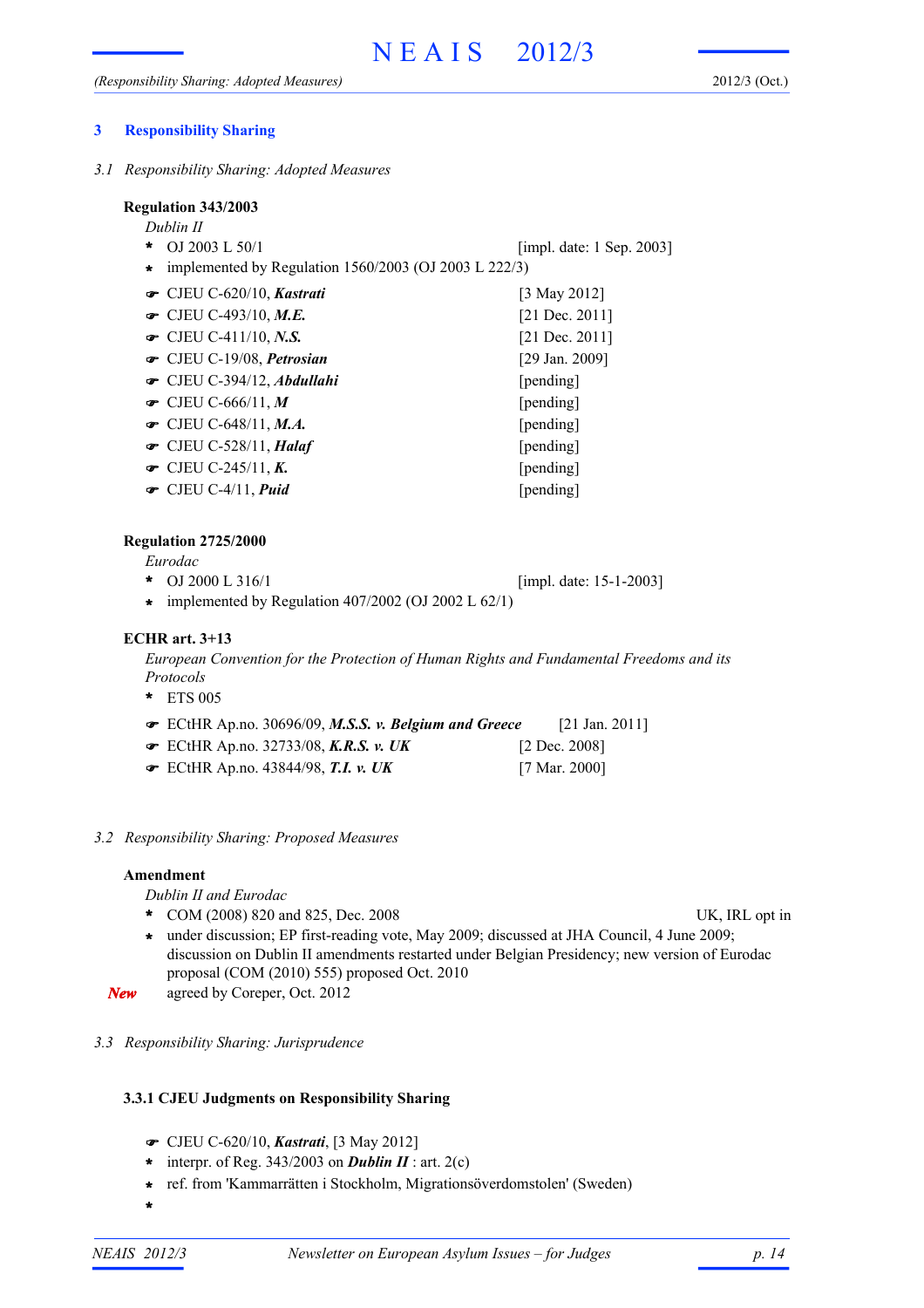## 3 Responsibility Sharing

*3.1 Responsibility Sharing: Adopted Measures*

**Regulation 343/2003**

*Dublin II*

- OJ 2003 L 50/1 [impl. date: 1 Sep. 2003]
- implemented by Regulation 1560/2003 (OJ 2003 L 222/3)

☞ CJEU C-620/10, ***Kastrati*** [3 May 2012]
☞ CJEU C-493/10, ***M.E.*** [21 Dec. 2011]
☞ CJEU C-411/10, ***N.S.*** [21 Dec. 2011]
☞ CJEU C-19/08, ***Petrosian*** [29 Jan. 2009]
☞ CJEU C-394/12, ***Abdullahi*** [pending]
☞ CJEU C-666/11, ***M*** [pending]
☞ CJEU C-648/11, ***M.A.*** [pending]
☞ CJEU C-528/11, ***Halaf*** [pending]
☞ CJEU C-245/11, ***K.*** [pending]
☞ CJEU C-4/11, ***Puid*** [pending]

**Regulation 2725/2000**

*Eurodac*

- OJ 2000 L 316/1 [impl. date: 15-1-2003]
- implemented by Regulation 407/2002 (OJ 2002 L 62/1)

**ECHR art. 3+13**

*European Convention for the Protection of Human Rights and Fundamental Freedoms and its Protocols*

- ETS 005

☞ ECtHR Ap.no. 30696/09, ***M.S.S. v. Belgium and Greece*** [21 Jan. 2011]
☞ ECtHR Ap.no. 32733/08, ***K.R.S. v. UK*** [2 Dec. 2008]
☞ ECtHR Ap.no. 43844/98, ***T.I. v. UK*** [7 Mar. 2000]

*3.2 Responsibility Sharing: Proposed Measures*

**Amendment**

*Dublin II and Eurodac*

- COM (2008) 820 and 825, Dec. 2008 UK, IRL opt in
- under discussion; EP first-reading vote, May 2009; discussed at JHA Council, 4 June 2009; discussion on Dublin II amendments restarted under Belgian Presidency; new version of Eurodac proposal (COM (2010) 555) proposed Oct. 2010

***New*** agreed by Coreper, Oct. 2012

*3.3 Responsibility Sharing: Jurisprudence*

### 3.3.1 CJEU Judgments on Responsibility Sharing

☞ CJEU C-620/10, ***Kastrati***, [3 May 2012]
- interpr. of Reg. 343/2003 on ***Dublin II*** : art. 2(c)
- ref. from 'Kammarrätten i Stockholm, Migrationsöverdomstolen' (Sweden)
-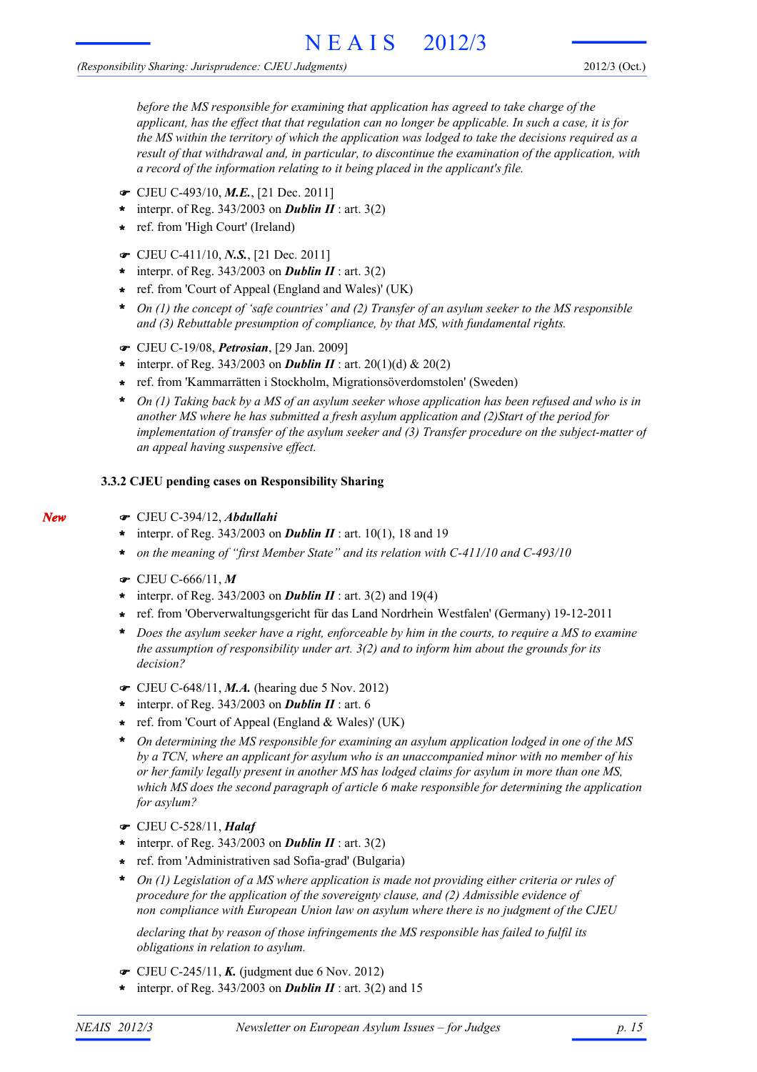*before the MS responsible for examining that application has agreed to take charge of the applicant, has the effect that that regulation can no longer be applicable. In such a case, it is for the MS within the territory of which the application was lodged to take the decisions required as a result of that withdrawal and, in particular, to discontinue the examination of the application, with a record of the information relating to it being placed in the applicant's file.*

☛ CJEU C-493/10, ***M.E.***, [21 Dec. 2011]
- interpr. of Reg. 343/2003 on ***Dublin II*** : art. 3(2)
- ref. from 'High Court' (Ireland)

☛ CJEU C-411/10, ***N.S.***, [21 Dec. 2011]
- interpr. of Reg. 343/2003 on ***Dublin II*** : art. 3(2)
- ref. from 'Court of Appeal (England and Wales)' (UK)
- *On (1) the concept of 'safe countries' and (2) Transfer of an asylum seeker to the MS responsible and (3) Rebuttable presumption of compliance, by that MS, with fundamental rights.*

☛ CJEU C-19/08, ***Petrosian***, [29 Jan. 2009]
- interpr. of Reg. 343/2003 on ***Dublin II*** : art. 20(1)(d) & 20(2)
- ref. from 'Kammarrätten i Stockholm, Migrationsöverdomstolen' (Sweden)
- *On (1) Taking back by a MS of an asylum seeker whose application has been refused and who is in another MS where he has submitted a fresh asylum application and (2)Start of the period for implementation of transfer of the asylum seeker and (3) Transfer procedure on the subject-matter of an appeal having suspensive effect.*

### 3.3.2 CJEU pending cases on Responsibility Sharing

*New*

☛ CJEU C-394/12, ***Abdullahi***
- interpr. of Reg. 343/2003 on ***Dublin II*** : art. 10(1), 18 and 19
- *on the meaning of "first Member State" and its relation with C-411/10 and C-493/10*

☛ CJEU C-666/11, ***M***
- interpr. of Reg. 343/2003 on ***Dublin II*** : art. 3(2) and 19(4)
- ref. from 'Oberverwaltungsgericht für das Land Nordrhein Westfalen' (Germany) 19-12-2011
- *Does the asylum seeker have a right, enforceable by him in the courts, to require a MS to examine the assumption of responsibility under art. 3(2) and to inform him about the grounds for its decision?*

☛ CJEU C-648/11, ***M.A.*** (hearing due 5 Nov. 2012)
- interpr. of Reg. 343/2003 on ***Dublin II*** : art. 6
- ref. from 'Court of Appeal (England & Wales)' (UK)
- *On determining the MS responsible for examining an asylum application lodged in one of the MS by a TCN, where an applicant for asylum who is an unaccompanied minor with no member of his or her family legally present in another MS has lodged claims for asylum in more than one MS, which MS does the second paragraph of article 6 make responsible for determining the application for asylum?*

☛ CJEU C-528/11, ***Halaf***
- interpr. of Reg. 343/2003 on ***Dublin II*** : art. 3(2)
- ref. from 'Administrativen sad Sofia-grad' (Bulgaria)
- *On (1) Legislation of a MS where application is made not providing either criteria or rules of procedure for the application of the sovereignty clause, and (2) Admissible evidence of non compliance with European Union law on asylum where there is no judgment of the CJEU*

  *declaring that by reason of those infringements the MS responsible has failed to fulfil its obligations in relation to asylum.*

☛ CJEU C-245/11, ***K.*** (judgment due 6 Nov. 2012)
- interpr. of Reg. 343/2003 on ***Dublin II*** : art. 3(2) and 15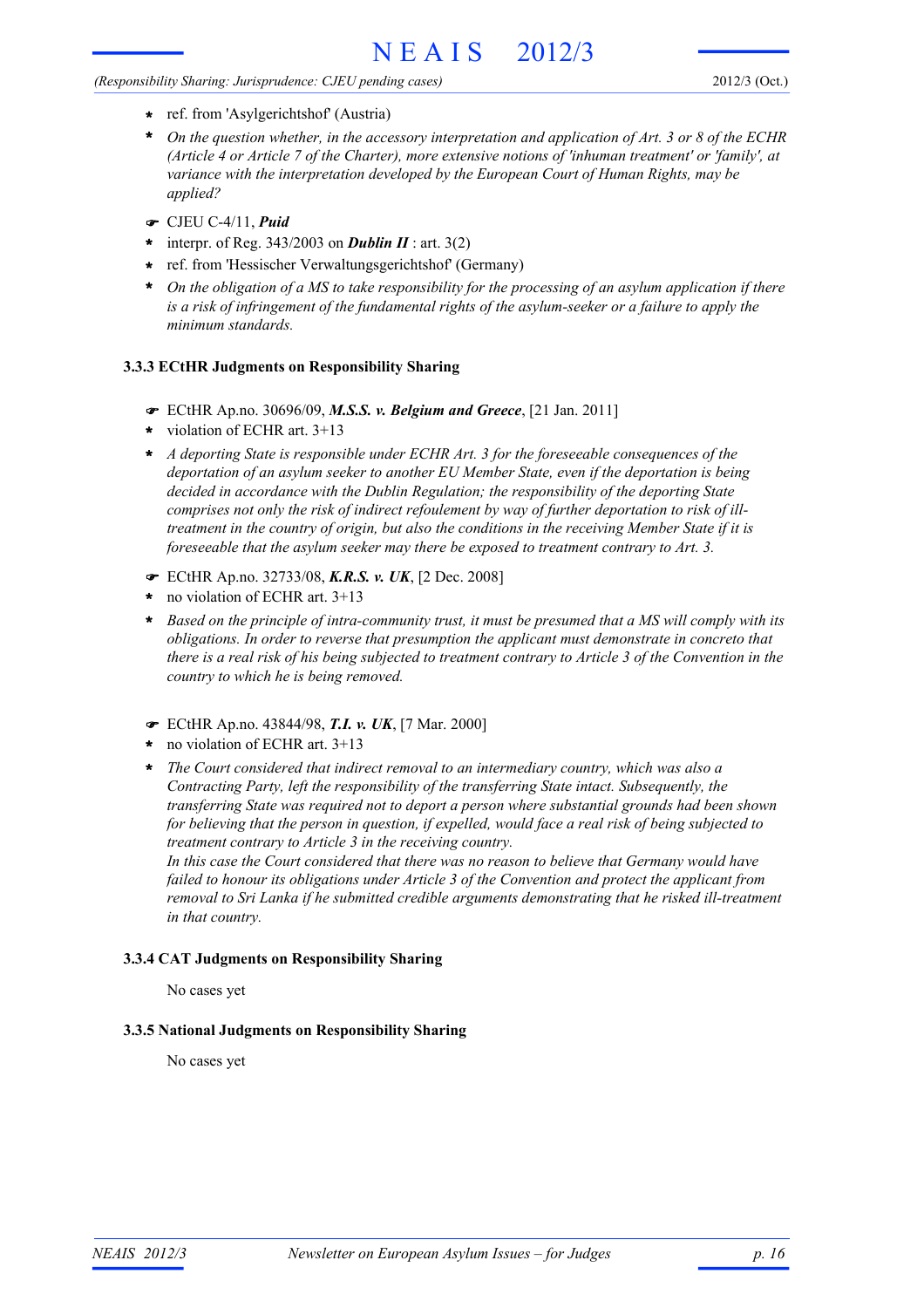* ref. from 'Asylgerichtshof' (Austria)
* *On the question whether, in the accessory interpretation and application of Art. 3 or 8 of the ECHR (Article 4 or Article 7 of the Charter), more extensive notions of 'inhuman treatment' or 'family', at variance with the interpretation developed by the European Court of Human Rights, may be applied?*

☛ CJEU C-4/11, ***Puid***

* interpr. of Reg. 343/2003 on ***Dublin II*** : art. 3(2)
* ref. from 'Hessischer Verwaltungsgerichtshof' (Germany)
* *On the obligation of a MS to take responsibility for the processing of an asylum application if there is a risk of infringement of the fundamental rights of the asylum-seeker or a failure to apply the minimum standards.*

### 3.3.3 ECtHR Judgments on Responsibility Sharing

☛ ECtHR Ap.no. 30696/09, ***M.S.S. v. Belgium and Greece***, [21 Jan. 2011]

* violation of ECHR art. 3+13
* *A deporting State is responsible under ECHR Art. 3 for the foreseeable consequences of the deportation of an asylum seeker to another EU Member State, even if the deportation is being decided in accordance with the Dublin Regulation; the responsibility of the deporting State comprises not only the risk of indirect refoulement by way of further deportation to risk of ill-treatment in the country of origin, but also the conditions in the receiving Member State if it is foreseeable that the asylum seeker may there be exposed to treatment contrary to Art. 3.*

☛ ECtHR Ap.no. 32733/08, ***K.R.S. v. UK***, [2 Dec. 2008]

* no violation of ECHR art. 3+13
* *Based on the principle of intra-community trust, it must be presumed that a MS will comply with its obligations. In order to reverse that presumption the applicant must demonstrate in concreto that there is a real risk of his being subjected to treatment contrary to Article 3 of the Convention in the country to which he is being removed.*

☛ ECtHR Ap.no. 43844/98, ***T.I. v. UK***, [7 Mar. 2000]

* no violation of ECHR art. 3+13
* *The Court considered that indirect removal to an intermediary country, which was also a Contracting Party, left the responsibility of the transferring State intact. Subsequently, the transferring State was required not to deport a person where substantial grounds had been shown for believing that the person in question, if expelled, would face a real risk of being subjected to treatment contrary to Article 3 in the receiving country.*
  *In this case the Court considered that there was no reason to believe that Germany would have failed to honour its obligations under Article 3 of the Convention and protect the applicant from removal to Sri Lanka if he submitted credible arguments demonstrating that he risked ill-treatment in that country.*

### 3.3.4 CAT Judgments on Responsibility Sharing

No cases yet

### 3.3.5 National Judgments on Responsibility Sharing

No cases yet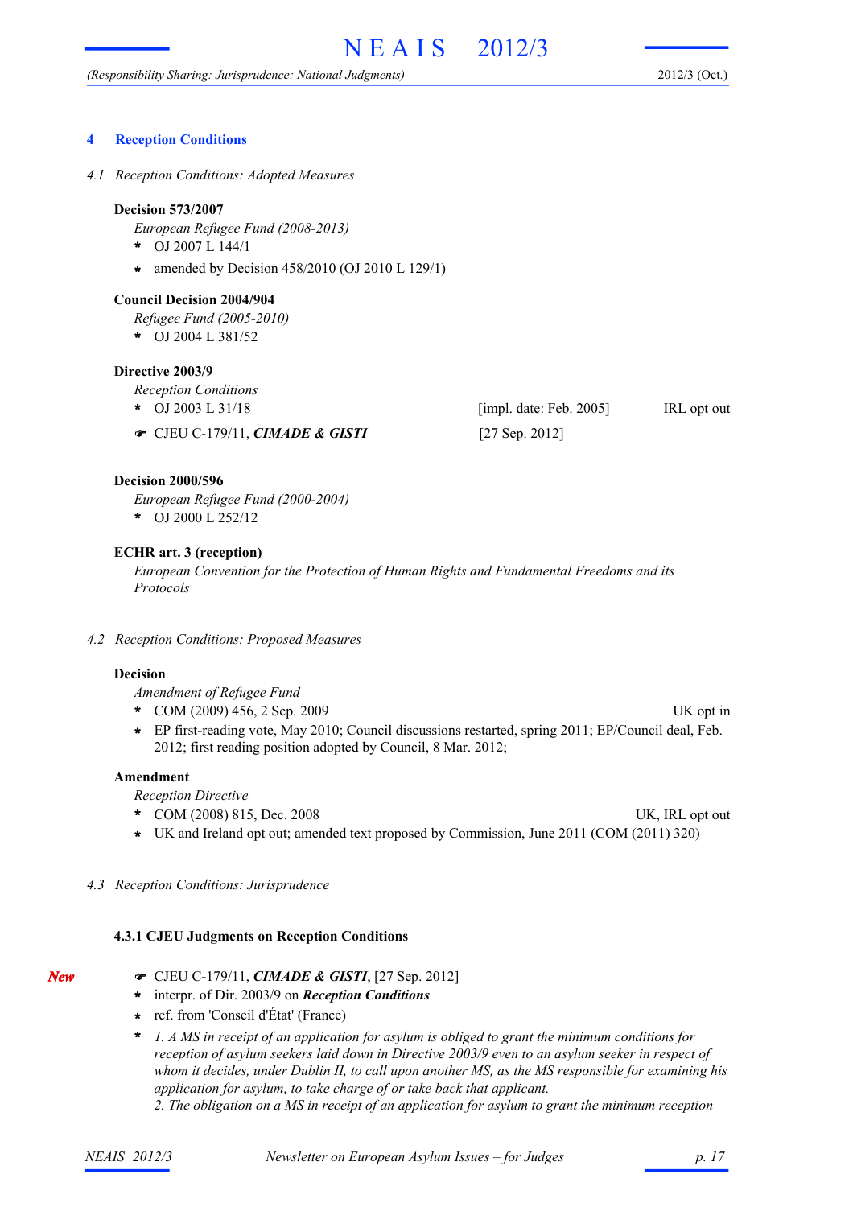## 4 Reception Conditions

*4.1 Reception Conditions: Adopted Measures*

**Decision 573/2007**

*European Refugee Fund (2008-2013)*

- OJ 2007 L 144/1
- amended by Decision 458/2010 (OJ 2010 L 129/1)

**Council Decision 2004/904**

*Refugee Fund (2005-2010)*

- OJ 2004 L 381/52

**Directive 2003/9**

*Reception Conditions*

- OJ 2003 L 31/18 [impl. date: Feb. 2005] IRL opt out
- ☛ CJEU C-179/11, ***CIMADE & GISTI*** [27 Sep. 2012]

**Decision 2000/596**

*European Refugee Fund (2000-2004)*

- OJ 2000 L 252/12

**ECHR art. 3 (reception)**

*European Convention for the Protection of Human Rights and Fundamental Freedoms and its Protocols*

*4.2 Reception Conditions: Proposed Measures*

**Decision**

*Amendment of Refugee Fund*

- COM (2009) 456, 2 Sep. 2009 UK opt in
- EP first-reading vote, May 2010; Council discussions restarted, spring 2011; EP/Council deal, Feb. 2012; first reading position adopted by Council, 8 Mar. 2012;

**Amendment**

*Reception Directive*

- COM (2008) 815, Dec. 2008 UK, IRL opt out
- UK and Ireland opt out; amended text proposed by Commission, June 2011 (COM (2011) 320)

*4.3 Reception Conditions: Jurisprudence*

### 4.3.1 CJEU Judgments on Reception Conditions

*New*

- ☛ CJEU C-179/11, ***CIMADE & GISTI***, [27 Sep. 2012]
- interpr. of Dir. 2003/9 on ***Reception Conditions***
- ref. from 'Conseil d'État' (France)
- *1. A MS in receipt of an application for asylum is obliged to grant the minimum conditions for reception of asylum seekers laid down in Directive 2003/9 even to an asylum seeker in respect of whom it decides, under Dublin II, to call upon another MS, as the MS responsible for examining his application for asylum, to take charge of or take back that applicant.*
  *2. The obligation on a MS in receipt of an application for asylum to grant the minimum reception*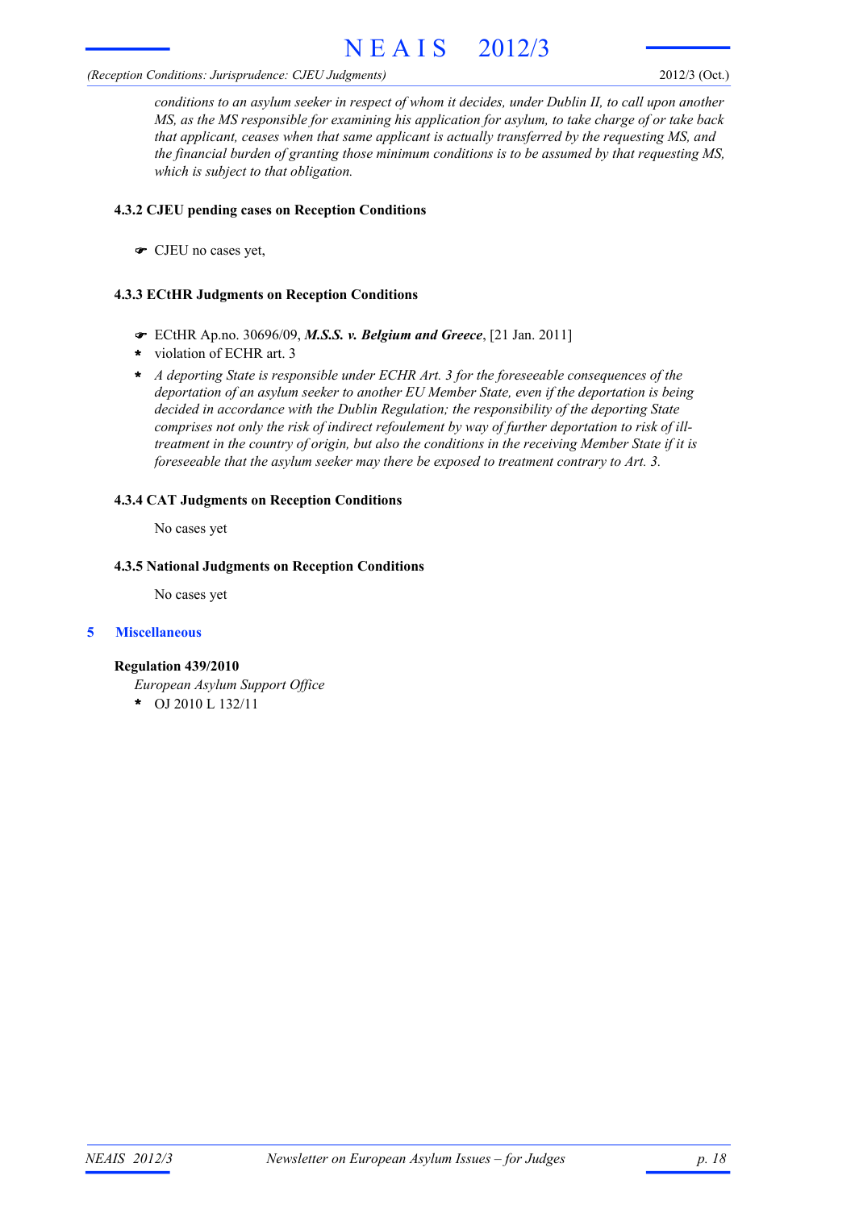*conditions to an asylum seeker in respect of whom it decides, under Dublin II, to call upon another MS, as the MS responsible for examining his application for asylum, to take charge of or take back that applicant, ceases when that same applicant is actually transferred by the requesting MS, and the financial burden of granting those minimum conditions is to be assumed by that requesting MS, which is subject to that obligation.*

### 4.3.2 CJEU pending cases on Reception Conditions

☛ CJEU no cases yet,

### 4.3.3 ECtHR Judgments on Reception Conditions

☛ ECtHR Ap.no. 30696/09, ***M.S.S. v. Belgium and Greece***, [21 Jan. 2011]

* violation of ECHR art. 3
* *A deporting State is responsible under ECHR Art. 3 for the foreseeable consequences of the deportation of an asylum seeker to another EU Member State, even if the deportation is being decided in accordance with the Dublin Regulation; the responsibility of the deporting State comprises not only the risk of indirect refoulement by way of further deportation to risk of ill-treatment in the country of origin, but also the conditions in the receiving Member State if it is foreseeable that the asylum seeker may there be exposed to treatment contrary to Art. 3.*

### 4.3.4 CAT Judgments on Reception Conditions

No cases yet

### 4.3.5 National Judgments on Reception Conditions

No cases yet

## 5 Miscellaneous

**Regulation 439/2010**

*European Asylum Support Office*

* OJ 2010 L 132/11